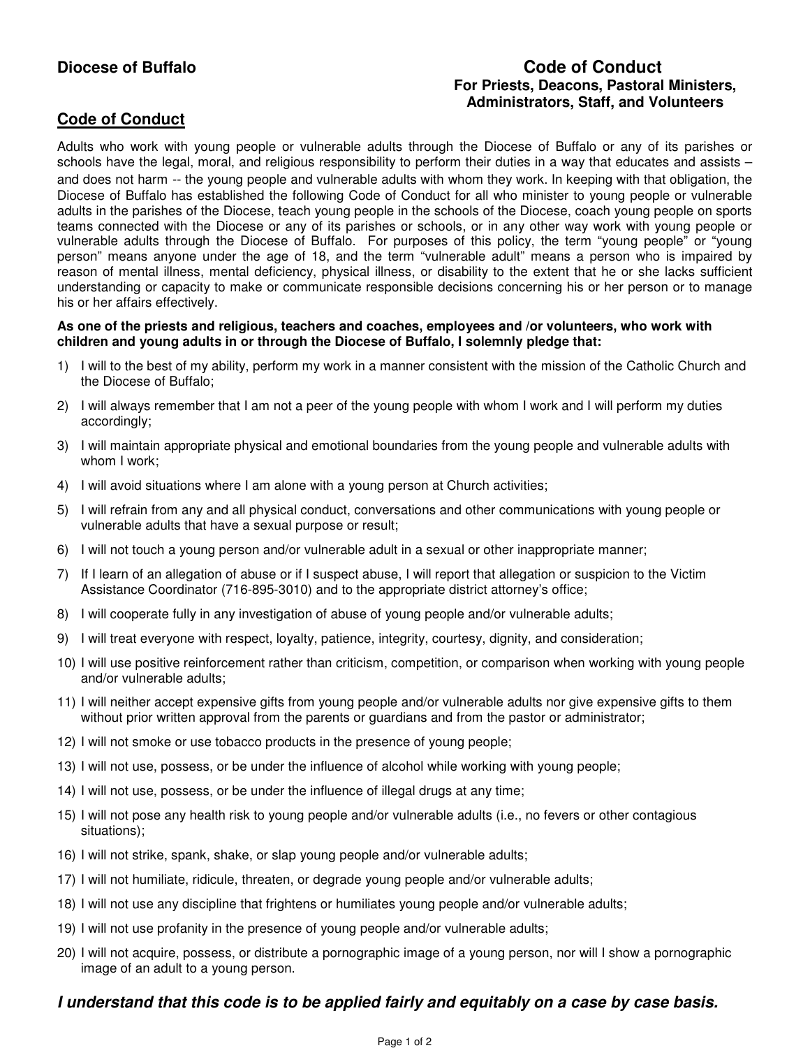**Diocese of Buffalo**

# Code of Conduct

### For Priests, Deacons, Pastoral Ministers, Administrators, Staff, and Volunteers

## Code of Conduct

Adults who work with young people or vulnerable adults through the Diocese of Buffalo or any of its parishes or schools have the legal, moral, and religious responsibility to perform their duties in a way that educates and assists – and does not harm -- the young people and vulnerable adults with whom they work. In keeping with that obligation, the Diocese of Buffalo has established the following Code of Conduct for all who minister to young people or vulnerable adults in the parishes of the Diocese, teach young people in the schools of the Diocese, coach young people on sports teams connected with the Diocese or any of its parishes or schools, or in any other way work with young people or vulnerable adults through the Diocese of Buffalo. For purposes of this policy, the term "young people" or "young person" means anyone under the age of 18, and the term "vulnerable adult" means a person who is impaired by reason of mental illness, mental deficiency, physical illness, or disability to the extent that he or she lacks sufficient understanding or capacity to make or communicate responsible decisions concerning his or her person or to manage his or her affairs effectively.

**As one of the priests and religious, teachers and coaches, employees and /or volunteers, who work with children and young adults in or through the Diocese of Buffalo, I solemnly pledge that:**

1) I will to the best of my ability, perform my work in a manner consistent with the mission of the Catholic Church and the Diocese of Buffalo;
2) I will always remember that I am not a peer of the young people with whom I work and I will perform my duties accordingly;
3) I will maintain appropriate physical and emotional boundaries from the young people and vulnerable adults with whom I work;
4) I will avoid situations where I am alone with a young person at Church activities;
5) I will refrain from any and all physical conduct, conversations and other communications with young people or vulnerable adults that have a sexual purpose or result;
6) I will not touch a young person and/or vulnerable adult in a sexual or other inappropriate manner;
7) If I learn of an allegation of abuse or if I suspect abuse, I will report that allegation or suspicion to the Victim Assistance Coordinator (716-895-3010) and to the appropriate district attorney's office;
8) I will cooperate fully in any investigation of abuse of young people and/or vulnerable adults;
9) I will treat everyone with respect, loyalty, patience, integrity, courtesy, dignity, and consideration;
10) I will use positive reinforcement rather than criticism, competition, or comparison when working with young people and/or vulnerable adults;
11) I will neither accept expensive gifts from young people and/or vulnerable adults nor give expensive gifts to them without prior written approval from the parents or guardians and from the pastor or administrator;
12) I will not smoke or use tobacco products in the presence of young people;
13) I will not use, possess, or be under the influence of alcohol while working with young people;
14) I will not use, possess, or be under the influence of illegal drugs at any time;
15) I will not pose any health risk to young people and/or vulnerable adults (i.e., no fevers or other contagious situations);
16) I will not strike, spank, shake, or slap young people and/or vulnerable adults;
17) I will not humiliate, ridicule, threaten, or degrade young people and/or vulnerable adults;
18) I will not use any discipline that frightens or humiliates young people and/or vulnerable adults;
19) I will not use profanity in the presence of young people and/or vulnerable adults;
20) I will not acquire, possess, or distribute a pornographic image of a young person, nor will I show a pornographic image of an adult to a young person.

***I understand that this code is to be applied fairly and equitably on a case by case basis.***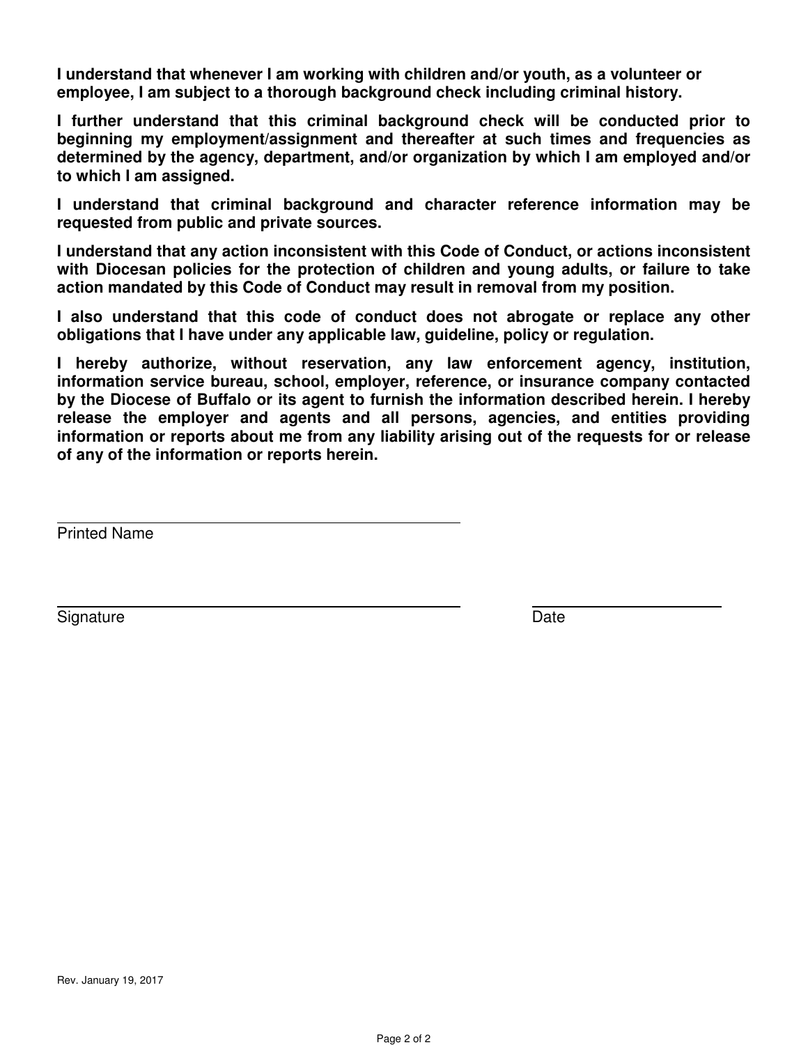**I understand that whenever I am working with children and/or youth, as a volunteer or employee, I am subject to a thorough background check including criminal history.**

**I further understand that this criminal background check will be conducted prior to beginning my employment/assignment and thereafter at such times and frequencies as determined by the agency, department, and/or organization by which I am employed and/or to which I am assigned.**

**I understand that criminal background and character reference information may be requested from public and private sources.**

**I understand that any action inconsistent with this Code of Conduct, or actions inconsistent with Diocesan policies for the protection of children and young adults, or failure to take action mandated by this Code of Conduct may result in removal from my position.**

**I also understand that this code of conduct does not abrogate or replace any other obligations that I have under any applicable law, guideline, policy or regulation.**

**I hereby authorize, without reservation, any law enforcement agency, institution, information service bureau, school, employer, reference, or insurance company contacted by the Diocese of Buffalo or its agent to furnish the information described herein. I hereby release the employer and agents and all persons, agencies, and entities providing information or reports about me from any liability arising out of the requests for or release of any of the information or reports herein.**

______________________________________________
Printed Name

______________________________________________ ________________________
Signature Date

Rev. January 19, 2017